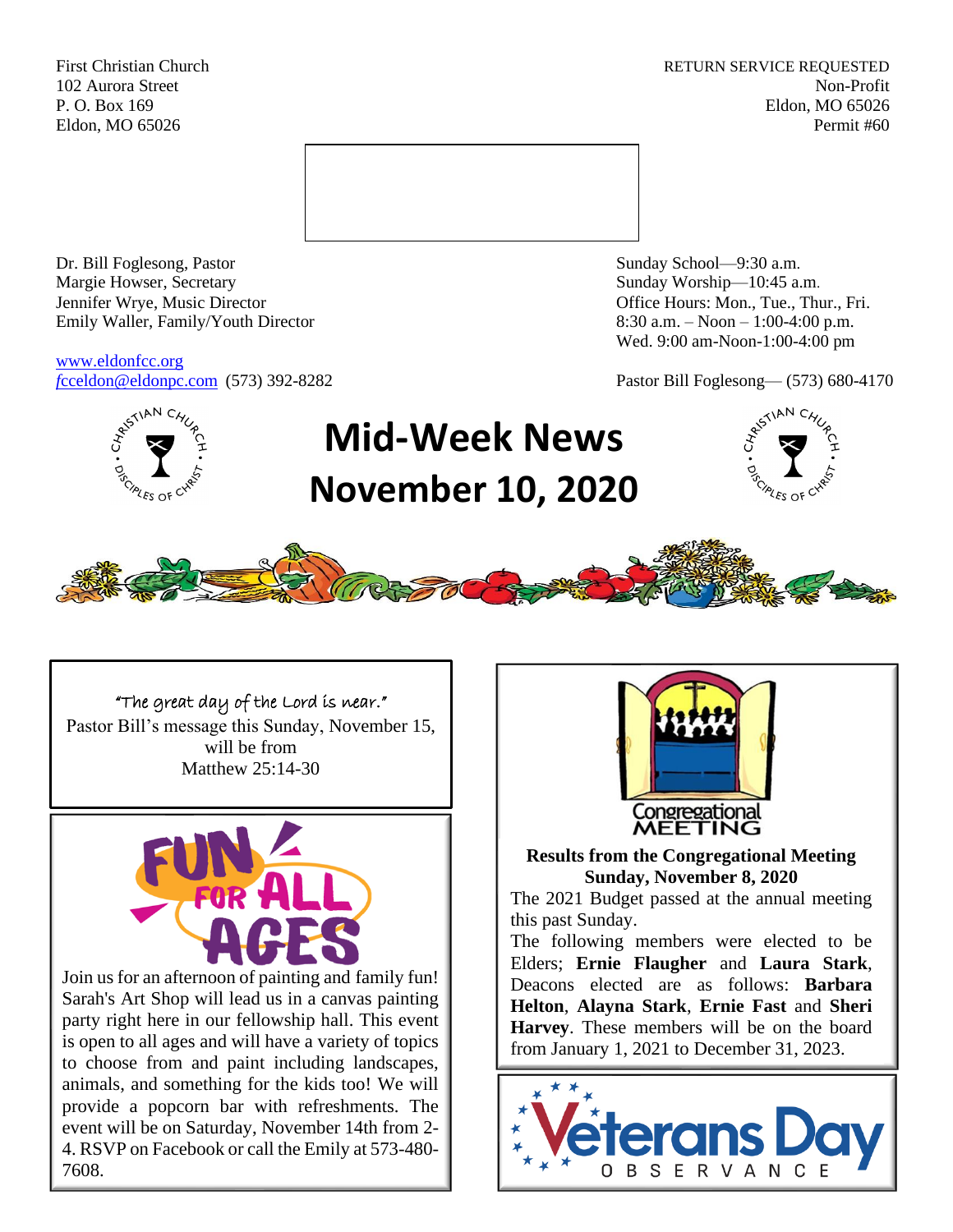First Christian Church
102 Aurora Street
P. O. Box 169
Eldon, MO 65026

RETURN SERVICE REQUESTED
Non-Profit
Eldon, MO 65026
Permit #60

Dr. Bill Foglesong, Pastor
Margie Howser, Secretary
Jennifer Wrye, Music Director
Emily Waller, Family/Youth Director

www.eldonfcc.org
fcceldon@eldonpc.com (573) 392-8282

Sunday School—9:30 a.m.
Sunday Worship—10:45 a.m.
Office Hours: Mon., Tue., Thur., Fri.
8:30 a.m. – Noon – 1:00-4:00 p.m.
Wed. 9:00 am-Noon-1:00-4:00 pm

Pastor Bill Foglesong— (573) 680-4170

# Mid-Week News
# November 10, 2020

"The great day of the Lord is near."
Pastor Bill's message this Sunday, November 15, will be from
Matthew 25:14-30

## FUN FOR ALL AGES

Join us for an afternoon of painting and family fun! Sarah's Art Shop will lead us in a canvas painting party right here in our fellowship hall. This event is open to all ages and will have a variety of topics to choose from and paint including landscapes, animals, and something for the kids too! We will provide a popcorn bar with refreshments. The event will be on Saturday, November 14th from 2-4. RSVP on Facebook or call the Emily at 573-480-7608.

## Congregational MEETING

**Results from the Congregational Meeting Sunday, November 8, 2020**

The 2021 Budget passed at the annual meeting this past Sunday.

The following members were elected to be Elders; **Ernie Flaugher** and **Laura Stark**, Deacons elected are as follows: **Barbara Helton**, **Alayna Stark**, **Ernie Fast** and **Sheri Harvey**. These members will be on the board from January 1, 2021 to December 31, 2023.

## Veterans Day OBSERVANCE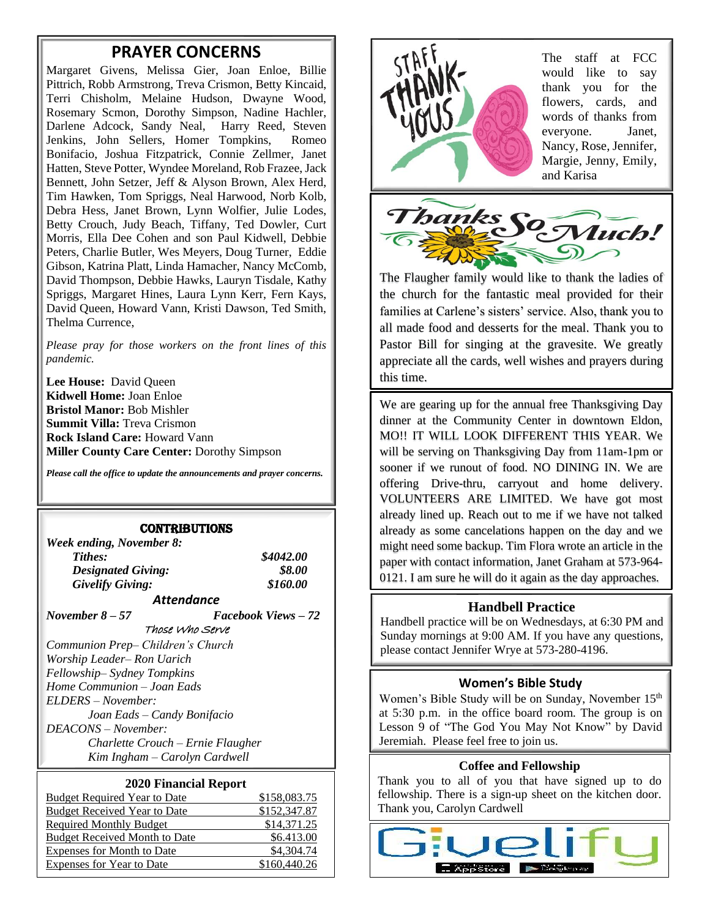## PRAYER CONCERNS

Margaret Givens, Melissa Gier, Joan Enloe, Billie Pittrich, Robb Armstrong, Treva Crismon, Betty Kincaid, Terri Chisholm, Melaine Hudson, Dwayne Wood, Rosemary Scmon, Dorothy Simpson, Nadine Hachler, Darlene Adcock, Sandy Neal, Harry Reed, Steven Jenkins, John Sellers, Homer Tompkins, Romeo Bonifacio, Joshua Fitzpatrick, Connie Zellmer, Janet Hatten, Steve Potter, Wyndee Moreland, Rob Frazee, Jack Bennett, John Setzer, Jeff & Alyson Brown, Alex Herd, Tim Hawken, Tom Spriggs, Neal Harwood, Norb Kolb, Debra Hess, Janet Brown, Lynn Wolfier, Julie Lodes, Betty Crouch, Judy Beach, Tiffany, Ted Dowler, Curt Morris, Ella Dee Cohen and son Paul Kidwell, Debbie Peters, Charlie Butler, Wes Meyers, Doug Turner, Eddie Gibson, Katrina Platt, Linda Hamacher, Nancy McComb, David Thompson, Debbie Hawks, Lauryn Tisdale, Kathy Spriggs, Margaret Hines, Laura Lynn Kerr, Fern Kays, David Queen, Howard Vann, Kristi Dawson, Ted Smith, Thelma Currence,

*Please pray for those workers on the front lines of this pandemic.*

**Lee House:** David Queen
**Kidwell Home:** Joan Enloe
**Bristol Manor:** Bob Mishler
**Summit Villa:** Treva Crismon
**Rock Island Care:** Howard Vann
**Miller County Care Center:** Dorothy Simpson

***Please call the office to update the announcements and prayer concerns.***

### CONTRIBUTIONS

***Week ending, November 8:***

| | |
|---|---|
| ***Tithes:*** | ***$4042.00*** |
| ***Designated Giving:*** | ***$8.00*** |
| ***Givelify Giving:*** | ***$160.00*** |

***Attendance***

***November 8 – 57*** ***Facebook Views – 72***

*Those Who Serve*

*Communion Prep– Children's Church*
*Worship Leader– Ron Uarich*
*Fellowship– Sydney Tompkins*
*Home Communion – Joan Eads*
*ELDERS – November:*
*Joan Eads – Candy Bonifacio*
*DEACONS – November:*
*Charlette Crouch – Ernie Flaugher*
*Kim Ingham – Carolyn Cardwell*

### 2020 Financial Report

| | |
|---|---|
| Budget Required Year to Date | $158,083.75 |
| Budget Received Year to Date | $152,347.87 |
| Required Monthly Budget | $14,371.25 |
| Budget Received Month to Date | $6.413.00 |
| Expenses for Month to Date | $4,304.74 |
| Expenses for Year to Date | $160,440.26 |

STAFF THANK-YOUS

The staff at FCC would like to say thank you for the flowers, cards, and words of thanks from everyone. Janet, Nancy, Rose, Jennifer, Margie, Jenny, Emily, and Karisa

Thanks So Much!

The Flaugher family would like to thank the ladies of the church for the fantastic meal provided for their families at Carlene's sisters' service. Also, thank you to all made food and desserts for the meal. Thank you to Pastor Bill for singing at the gravesite. We greatly appreciate all the cards, well wishes and prayers during this time.

We are gearing up for the annual free Thanksgiving Day dinner at the Community Center in downtown Eldon, MO!! IT WILL LOOK DIFFERENT THIS YEAR. We will be serving on Thanksgiving Day from 11am-1pm or sooner if we runout of food. NO DINING IN. We are offering Drive-thru, carryout and home delivery. VOLUNTEERS ARE LIMITED. We have got most already lined up. Reach out to me if we have not talked already as some cancelations happen on the day and we might need some backup. Tim Flora wrote an article in the paper with contact information, Janet Graham at 573-964-0121. I am sure he will do it again as the day approaches.

### Handbell Practice

Handbell practice will be on Wednesdays, at 6:30 PM and Sunday mornings at 9:00 AM. If you have any questions, please contact Jennifer Wrye at 573-280-4196.

### Women's Bible Study

Women's Bible Study will be on Sunday, November 15th at 5:30 p.m. in the office board room. The group is on Lesson 9 of "The God You May Not Know" by David Jeremiah. Please feel free to join us.

### Coffee and Fellowship

Thank you to all of you that have signed up to do fellowship. There is a sign-up sheet on the kitchen door. Thank you, Carolyn Cardwell

Givelify